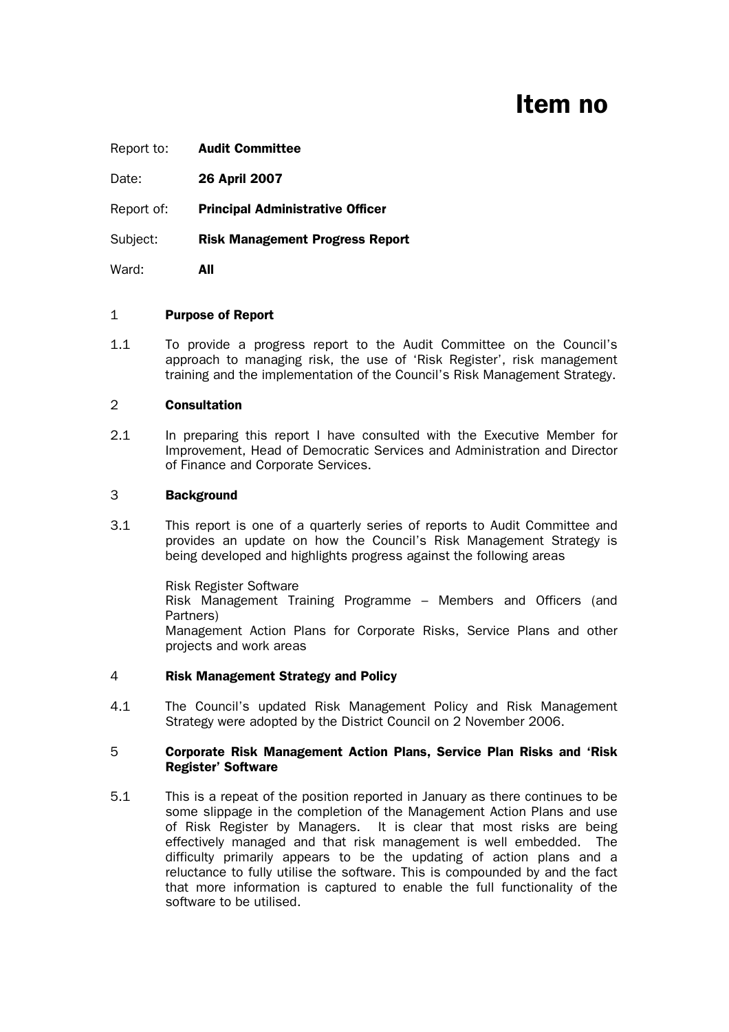# Item no

Report to: **Audit Committee**

Date: **26 April 2007**

Report of: **Principal Administrative Officer**

Subject: **Risk Management Progress Report**

Ward: **All**

## 1 Purpose of Report

1.1 To provide a progress report to the Audit Committee on the Council's approach to managing risk, the use of 'Risk Register', risk management training and the implementation of the Council's Risk Management Strategy.

## 2 Consultation

2.1 In preparing this report I have consulted with the Executive Member for Improvement, Head of Democratic Services and Administration and Director of Finance and Corporate Services.

## 3 Background

3.1 This report is one of a quarterly series of reports to Audit Committee and provides an update on how the Council's Risk Management Strategy is being developed and highlights progress against the following areas

Risk Register Software
Risk Management Training Programme – Members and Officers (and Partners)
Management Action Plans for Corporate Risks, Service Plans and other projects and work areas

## 4 Risk Management Strategy and Policy

4.1 The Council's updated Risk Management Policy and Risk Management Strategy were adopted by the District Council on 2 November 2006.

## 5 Corporate Risk Management Action Plans, Service Plan Risks and 'Risk Register' Software

5.1 This is a repeat of the position reported in January as there continues to be some slippage in the completion of the Management Action Plans and use of Risk Register by Managers. It is clear that most risks are being effectively managed and that risk management is well embedded. The difficulty primarily appears to be the updating of action plans and a reluctance to fully utilise the software. This is compounded by and the fact that more information is captured to enable the full functionality of the software to be utilised.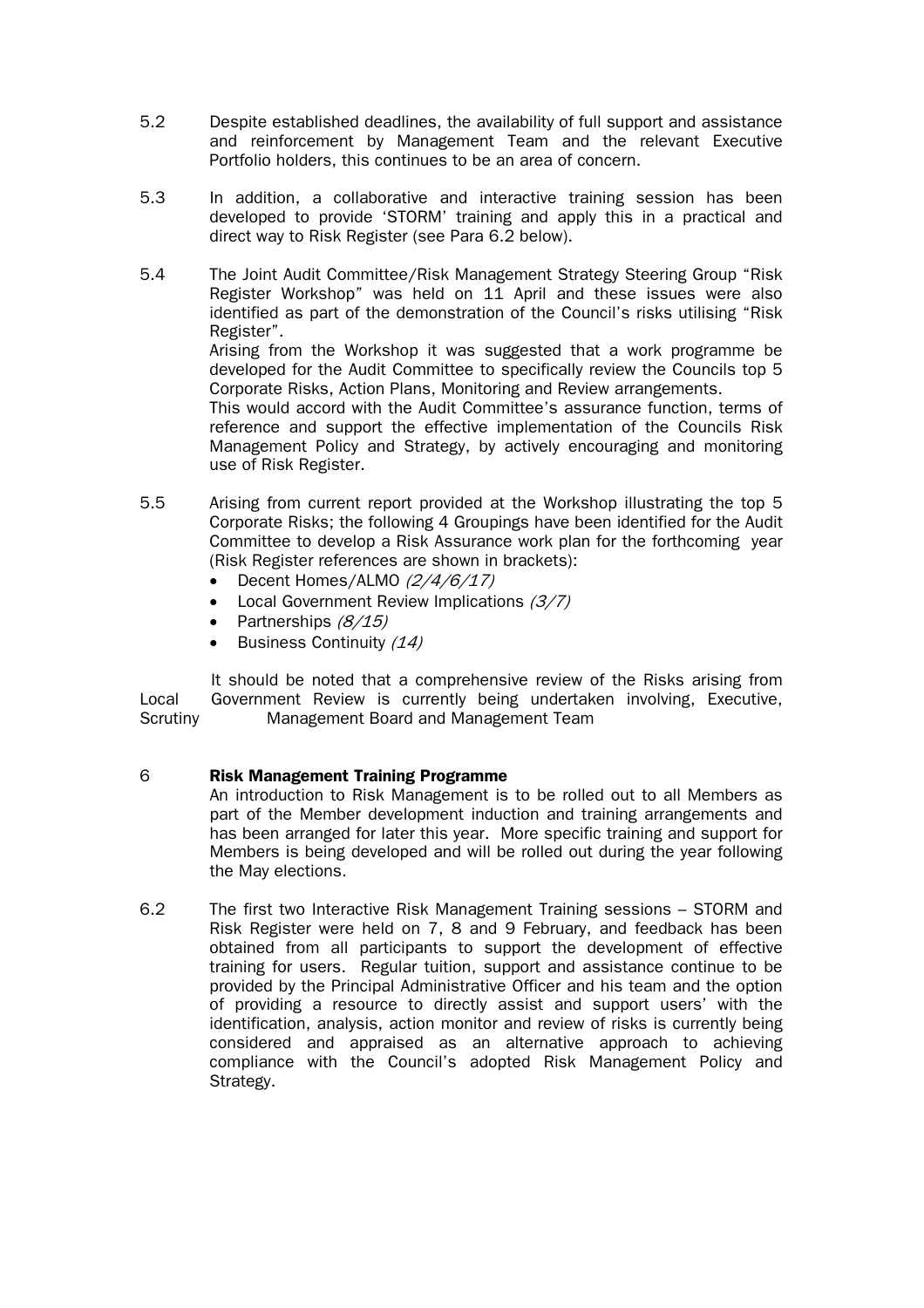5.2 Despite established deadlines, the availability of full support and assistance and reinforcement by Management Team and the relevant Executive Portfolio holders, this continues to be an area of concern.

5.3 In addition, a collaborative and interactive training session has been developed to provide 'STORM' training and apply this in a practical and direct way to Risk Register (see Para 6.2 below).

5.4 The Joint Audit Committee/Risk Management Strategy Steering Group "Risk Register Workshop" was held on 11 April and these issues were also identified as part of the demonstration of the Council's risks utilising "Risk Register".
Arising from the Workshop it was suggested that a work programme be developed for the Audit Committee to specifically review the Councils top 5 Corporate Risks, Action Plans, Monitoring and Review arrangements.
This would accord with the Audit Committee's assurance function, terms of reference and support the effective implementation of the Councils Risk Management Policy and Strategy, by actively encouraging and monitoring use of Risk Register.

5.5 Arising from current report provided at the Workshop illustrating the top 5 Corporate Risks; the following 4 Groupings have been identified for the Audit Committee to develop a Risk Assurance work plan for the forthcoming year (Risk Register references are shown in brackets):

- Decent Homes/ALMO *(2/4/6/17)*
- Local Government Review Implications *(3/7)*
- Partnerships *(8/15)*
- Business Continuity *(14)*

It should be noted that a comprehensive review of the Risks arising from Local Government Review is currently being undertaken involving, Executive, Scrutiny Management Board and Management Team

## 6 Risk Management Training Programme

An introduction to Risk Management is to be rolled out to all Members as part of the Member development induction and training arrangements and has been arranged for later this year. More specific training and support for Members is being developed and will be rolled out during the year following the May elections.

6.2 The first two Interactive Risk Management Training sessions – STORM and Risk Register were held on 7, 8 and 9 February, and feedback has been obtained from all participants to support the development of effective training for users. Regular tuition, support and assistance continue to be provided by the Principal Administrative Officer and his team and the option of providing a resource to directly assist and support users' with the identification, analysis, action monitor and review of risks is currently being considered and appraised as an alternative approach to achieving compliance with the Council's adopted Risk Management Policy and Strategy.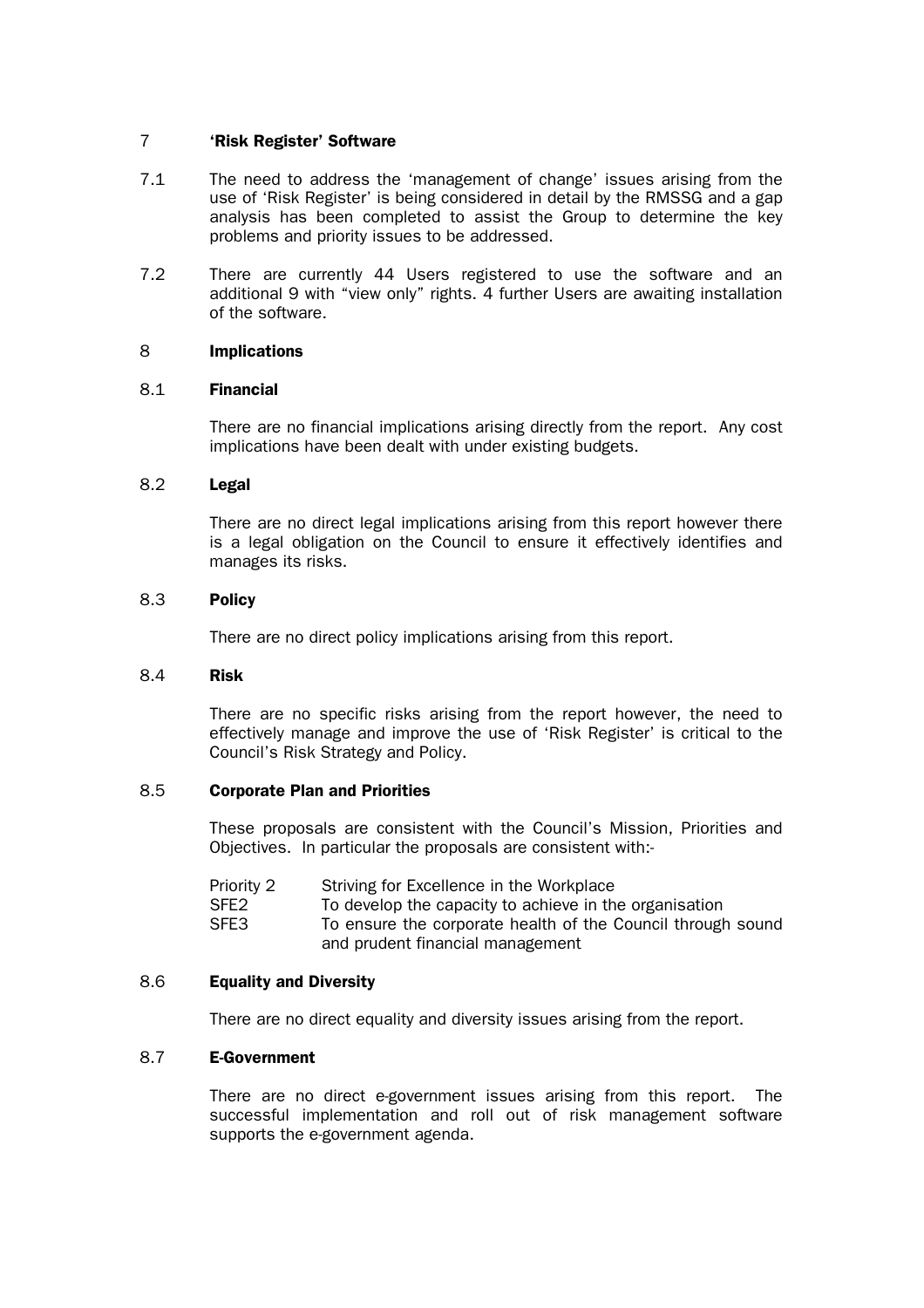## 7 'Risk Register' Software

7.1 The need to address the 'management of change' issues arising from the use of 'Risk Register' is being considered in detail by the RMSSG and a gap analysis has been completed to assist the Group to determine the key problems and priority issues to be addressed.

7.2 There are currently 44 Users registered to use the software and an additional 9 with "view only" rights. 4 further Users are awaiting installation of the software.

## 8 Implications

### 8.1 Financial

There are no financial implications arising directly from the report. Any cost implications have been dealt with under existing budgets.

### 8.2 Legal

There are no direct legal implications arising from this report however there is a legal obligation on the Council to ensure it effectively identifies and manages its risks.

### 8.3 Policy

There are no direct policy implications arising from this report.

### 8.4 Risk

There are no specific risks arising from the report however, the need to effectively manage and improve the use of 'Risk Register' is critical to the Council's Risk Strategy and Policy.

### 8.5 Corporate Plan and Priorities

These proposals are consistent with the Council's Mission, Priorities and Objectives. In particular the proposals are consistent with:-

| | |
|---|---|
| Priority 2 | Striving for Excellence in the Workplace |
| SFE2 | To develop the capacity to achieve in the organisation |
| SFE3 | To ensure the corporate health of the Council through sound and prudent financial management |

### 8.6 Equality and Diversity

There are no direct equality and diversity issues arising from the report.

### 8.7 E-Government

There are no direct e-government issues arising from this report. The successful implementation and roll out of risk management software supports the e-government agenda.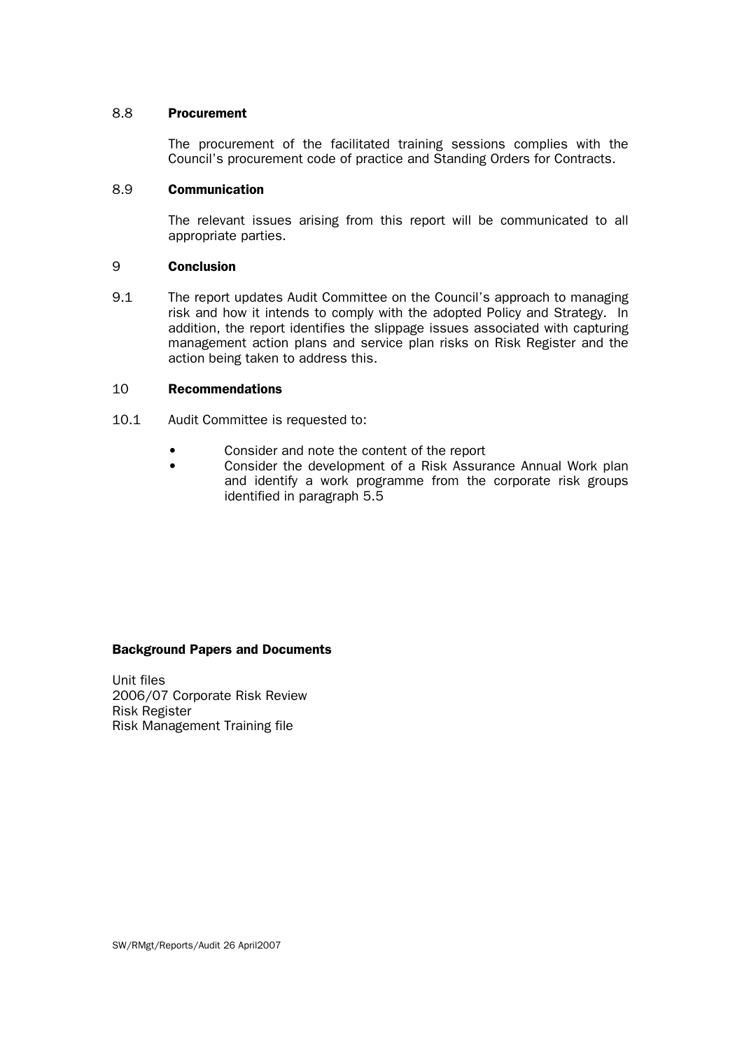### 8.8 Procurement

The procurement of the facilitated training sessions complies with the Council's procurement code of practice and Standing Orders for Contracts.

### 8.9 Communication

The relevant issues arising from this report will be communicated to all appropriate parties.

## 9 Conclusion

9.1 The report updates Audit Committee on the Council's approach to managing risk and how it intends to comply with the adopted Policy and Strategy. In addition, the report identifies the slippage issues associated with capturing management action plans and service plan risks on Risk Register and the action being taken to address this.

## 10 Recommendations

10.1 Audit Committee is requested to:

- Consider and note the content of the report
- Consider the development of a Risk Assurance Annual Work plan and identify a work programme from the corporate risk groups identified in paragraph 5.5

**Background Papers and Documents**

Unit files
2006/07 Corporate Risk Review
Risk Register
Risk Management Training file

SW/RMgt/Reports/Audit 26 April2007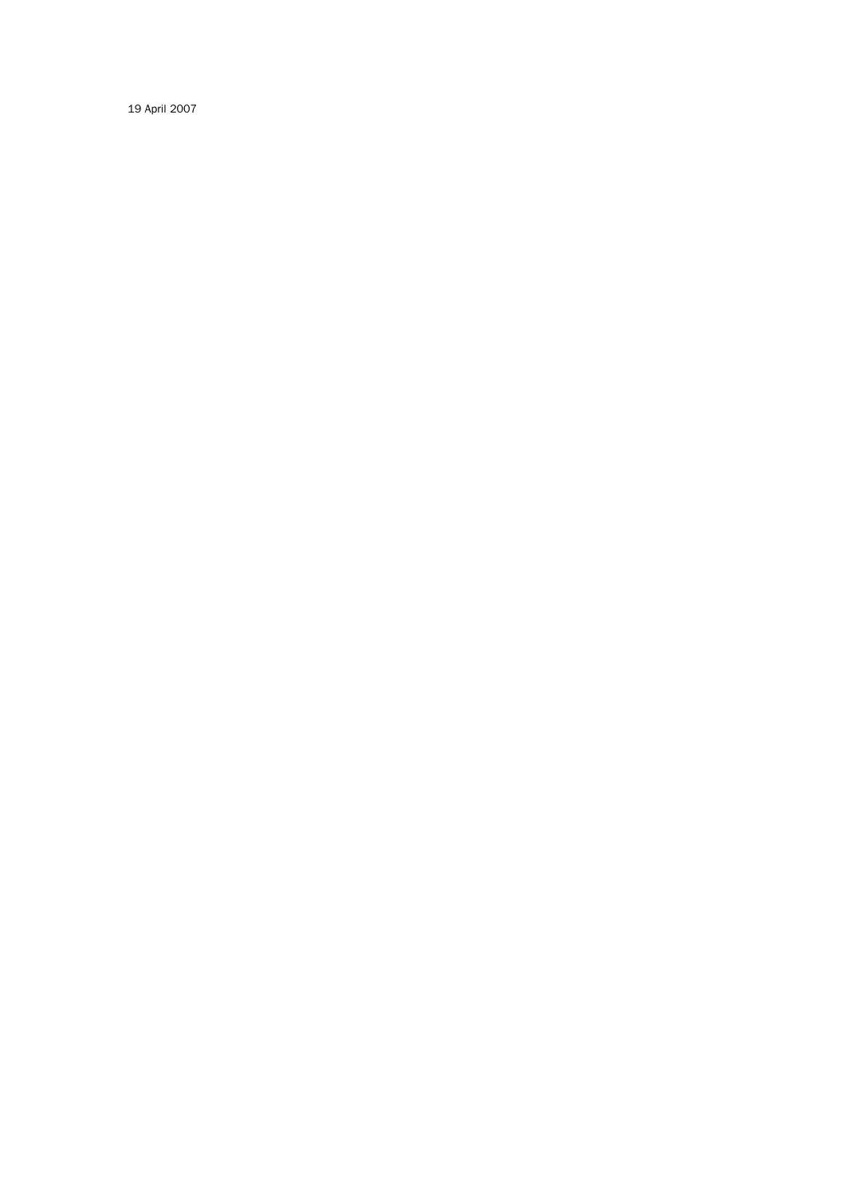19 April 2007